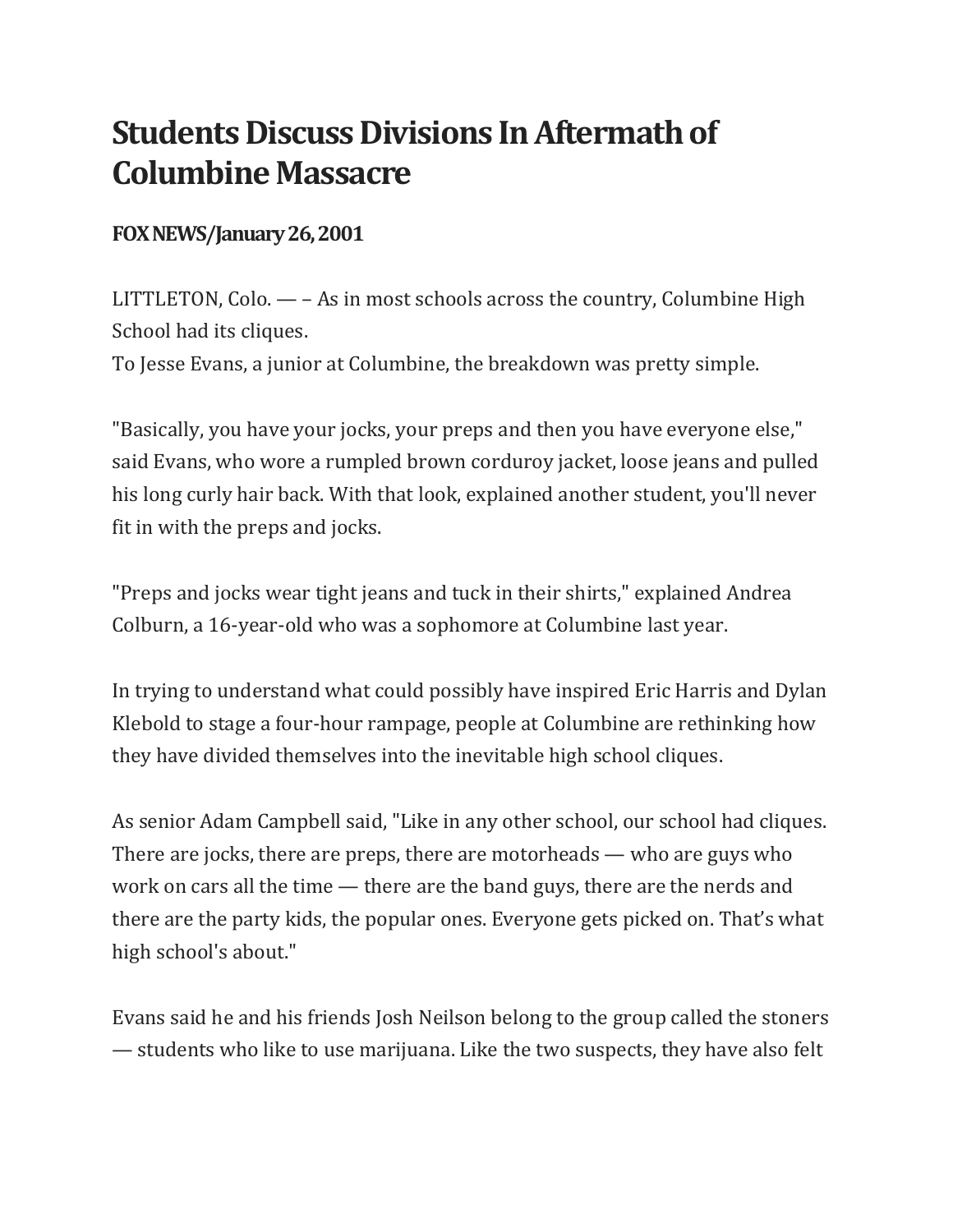# Students Discuss Divisions In Aftermath of Columbine Massacre

**FOX NEWS/January 26, 2001**

LITTLETON, Colo. — – As in most schools across the country, Columbine High School had its cliques.
To Jesse Evans, a junior at Columbine, the breakdown was pretty simple.

"Basically, you have your jocks, your preps and then you have everyone else," said Evans, who wore a rumpled brown corduroy jacket, loose jeans and pulled his long curly hair back. With that look, explained another student, you'll never fit in with the preps and jocks.

"Preps and jocks wear tight jeans and tuck in their shirts," explained Andrea Colburn, a 16-year-old who was a sophomore at Columbine last year.

In trying to understand what could possibly have inspired Eric Harris and Dylan Klebold to stage a four-hour rampage, people at Columbine are rethinking how they have divided themselves into the inevitable high school cliques.

As senior Adam Campbell said, "Like in any other school, our school had cliques. There are jocks, there are preps, there are motorheads — who are guys who work on cars all the time — there are the band guys, there are the nerds and there are the party kids, the popular ones. Everyone gets picked on. That's what high school's about."

Evans said he and his friends Josh Neilson belong to the group called the stoners — students who like to use marijuana. Like the two suspects, they have also felt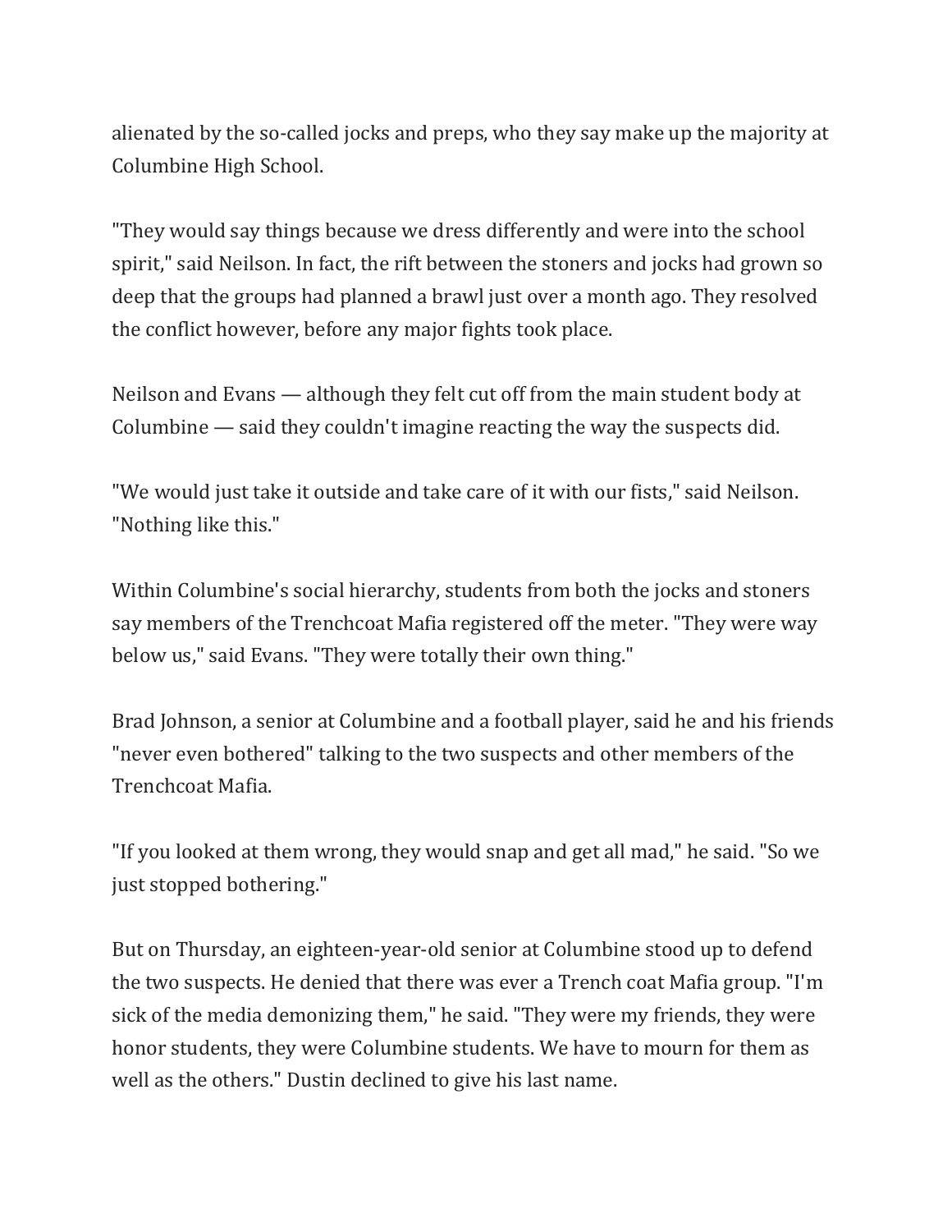alienated by the so-called jocks and preps, who they say make up the majority at Columbine High School.

"They would say things because we dress differently and were into the school spirit," said Neilson. In fact, the rift between the stoners and jocks had grown so deep that the groups had planned a brawl just over a month ago. They resolved the conflict however, before any major fights took place.

Neilson and Evans — although they felt cut off from the main student body at Columbine — said they couldn't imagine reacting the way the suspects did.

"We would just take it outside and take care of it with our fists," said Neilson. "Nothing like this."

Within Columbine's social hierarchy, students from both the jocks and stoners say members of the Trenchcoat Mafia registered off the meter. "They were way below us," said Evans. "They were totally their own thing."

Brad Johnson, a senior at Columbine and a football player, said he and his friends "never even bothered" talking to the two suspects and other members of the Trenchcoat Mafia.

"If you looked at them wrong, they would snap and get all mad," he said. "So we just stopped bothering."

But on Thursday, an eighteen-year-old senior at Columbine stood up to defend the two suspects. He denied that there was ever a Trench coat Mafia group. "I'm sick of the media demonizing them," he said. "They were my friends, they were honor students, they were Columbine students. We have to mourn for them as well as the others." Dustin declined to give his last name.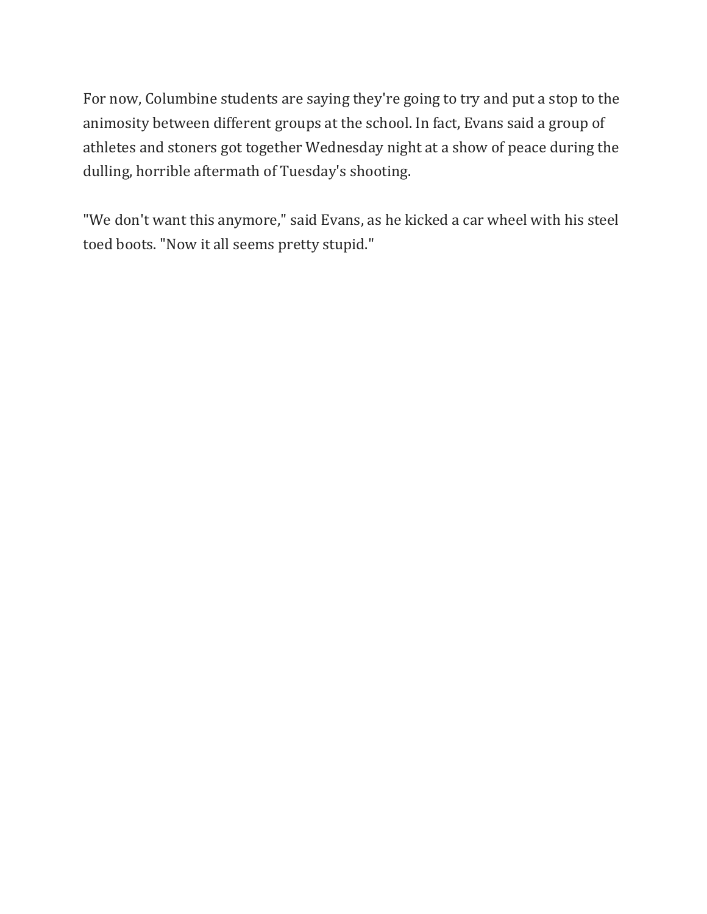For now, Columbine students are saying they're going to try and put a stop to the animosity between different groups at the school. In fact, Evans said a group of athletes and stoners got together Wednesday night at a show of peace during the dulling, horrible aftermath of Tuesday's shooting.

"We don't want this anymore," said Evans, as he kicked a car wheel with his steel toed boots. "Now it all seems pretty stupid."